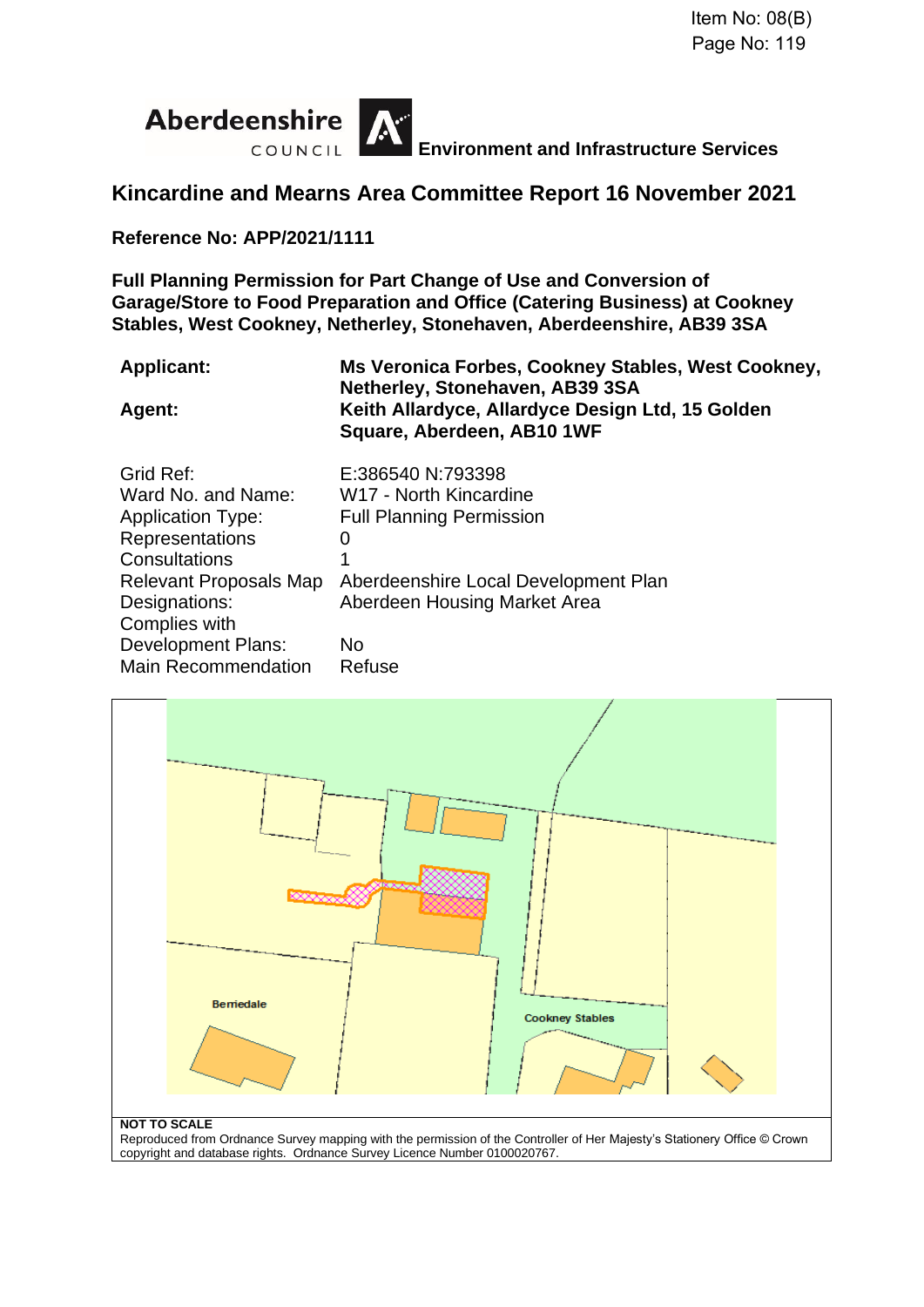Item No: 08(B)

Aberdeenshire COUNCIL **Environment and Infrastructure Services**

## Kincardine and Mearns Area Committee Report 16 November 2021

**Reference No: APP/2021/1111**

**Full Planning Permission for Part Change of Use and Conversion of Garage/Store to Food Preparation and Office (Catering Business) at Cookney Stables, West Cookney, Netherley, Stonehaven, Aberdeenshire, AB39 3SA**

| | |
|---|---|
| **Applicant:** | **Ms Veronica Forbes, Cookney Stables, West Cookney, Netherley, Stonehaven, AB39 3SA** |
| **Agent:** | **Keith Allardyce, Allardyce Design Ltd, 15 Golden Square, Aberdeen, AB10 1WF** |

| | |
|---|---|
| Grid Ref: | E:386540 N:793398 |
| Ward No. and Name: | W17 - North Kincardine |
| Application Type: | Full Planning Permission |
| Representations | 0 |
| Consultations | 1 |
| Relevant Proposals Map Designations: | Aberdeenshire Local Development Plan Aberdeen Housing Market Area |
| Complies with Development Plans: | No |
| Main Recommendation | Refuse |

Berriedale

Cookney Stables

**NOT TO SCALE**

Reproduced from Ordnance Survey mapping with the permission of the Controller of Her Majesty's Stationery Office © Crown copyright and database rights. Ordnance Survey Licence Number 0100020767.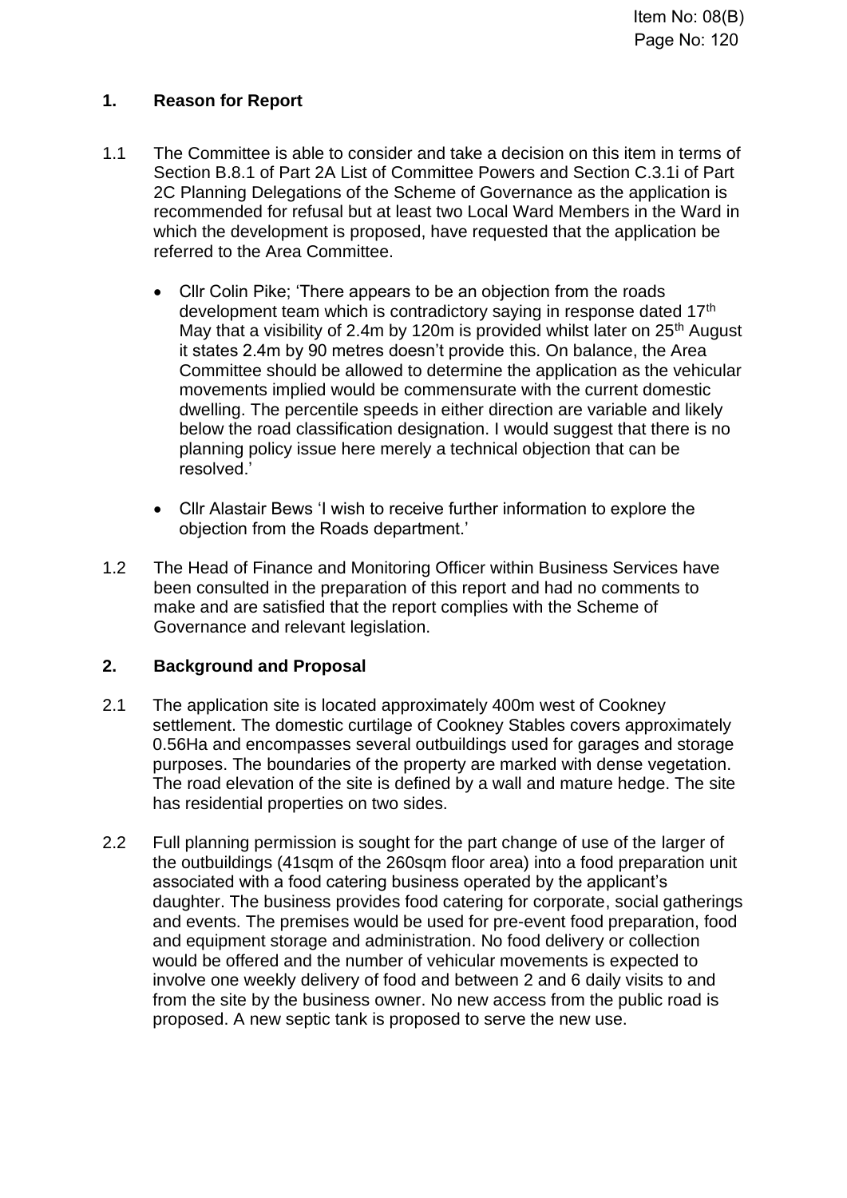## 1. Reason for Report

1.1 The Committee is able to consider and take a decision on this item in terms of Section B.8.1 of Part 2A List of Committee Powers and Section C.3.1i of Part 2C Planning Delegations of the Scheme of Governance as the application is recommended for refusal but at least two Local Ward Members in the Ward in which the development is proposed, have requested that the application be referred to the Area Committee.

- Cllr Colin Pike; 'There appears to be an objection from the roads development team which is contradictory saying in response dated 17th May that a visibility of 2.4m by 120m is provided whilst later on 25th August it states 2.4m by 90 metres doesn't provide this. On balance, the Area Committee should be allowed to determine the application as the vehicular movements implied would be commensurate with the current domestic dwelling. The percentile speeds in either direction are variable and likely below the road classification designation. I would suggest that there is no planning policy issue here merely a technical objection that can be resolved.'
- Cllr Alastair Bews 'I wish to receive further information to explore the objection from the Roads department.'

1.2 The Head of Finance and Monitoring Officer within Business Services have been consulted in the preparation of this report and had no comments to make and are satisfied that the report complies with the Scheme of Governance and relevant legislation.

## 2. Background and Proposal

2.1 The application site is located approximately 400m west of Cookney settlement. The domestic curtilage of Cookney Stables covers approximately 0.56Ha and encompasses several outbuildings used for garages and storage purposes. The boundaries of the property are marked with dense vegetation. The road elevation of the site is defined by a wall and mature hedge. The site has residential properties on two sides.

2.2 Full planning permission is sought for the part change of use of the larger of the outbuildings (41sqm of the 260sqm floor area) into a food preparation unit associated with a food catering business operated by the applicant's daughter. The business provides food catering for corporate, social gatherings and events. The premises would be used for pre-event food preparation, food and equipment storage and administration. No food delivery or collection would be offered and the number of vehicular movements is expected to involve one weekly delivery of food and between 2 and 6 daily visits to and from the site by the business owner. No new access from the public road is proposed. A new septic tank is proposed to serve the new use.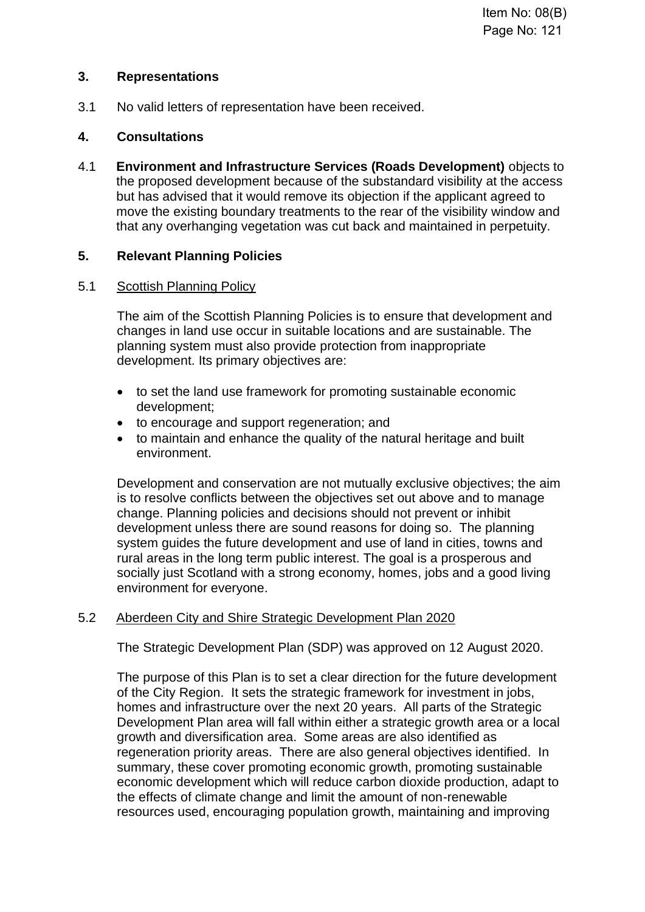## 3. Representations

3.1 No valid letters of representation have been received.

## 4. Consultations

4.1 **Environment and Infrastructure Services (Roads Development)** objects to the proposed development because of the substandard visibility at the access but has advised that it would remove its objection if the applicant agreed to move the existing boundary treatments to the rear of the visibility window and that any overhanging vegetation was cut back and maintained in perpetuity.

## 5. Relevant Planning Policies

5.1 Scottish Planning Policy

The aim of the Scottish Planning Policies is to ensure that development and changes in land use occur in suitable locations and are sustainable. The planning system must also provide protection from inappropriate development. Its primary objectives are:

- to set the land use framework for promoting sustainable economic development;
- to encourage and support regeneration; and
- to maintain and enhance the quality of the natural heritage and built environment.

Development and conservation are not mutually exclusive objectives; the aim is to resolve conflicts between the objectives set out above and to manage change. Planning policies and decisions should not prevent or inhibit development unless there are sound reasons for doing so. The planning system guides the future development and use of land in cities, towns and rural areas in the long term public interest. The goal is a prosperous and socially just Scotland with a strong economy, homes, jobs and a good living environment for everyone.

5.2 Aberdeen City and Shire Strategic Development Plan 2020

The Strategic Development Plan (SDP) was approved on 12 August 2020.

The purpose of this Plan is to set a clear direction for the future development of the City Region. It sets the strategic framework for investment in jobs, homes and infrastructure over the next 20 years. All parts of the Strategic Development Plan area will fall within either a strategic growth area or a local growth and diversification area. Some areas are also identified as regeneration priority areas. There are also general objectives identified. In summary, these cover promoting economic growth, promoting sustainable economic development which will reduce carbon dioxide production, adapt to the effects of climate change and limit the amount of non-renewable resources used, encouraging population growth, maintaining and improving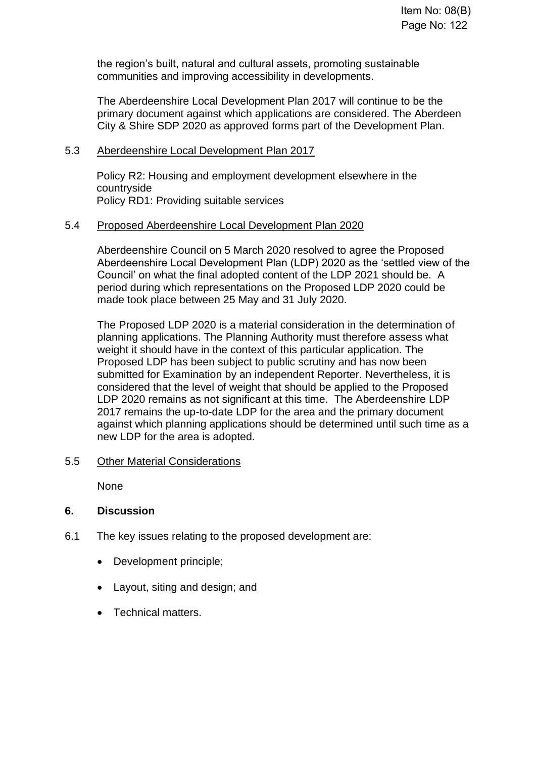the region's built, natural and cultural assets, promoting sustainable communities and improving accessibility in developments.

The Aberdeenshire Local Development Plan 2017 will continue to be the primary document against which applications are considered. The Aberdeen City & Shire SDP 2020 as approved forms part of the Development Plan.

5.3 Aberdeenshire Local Development Plan 2017

Policy R2: Housing and employment development elsewhere in the countryside
Policy RD1: Providing suitable services

5.4 Proposed Aberdeenshire Local Development Plan 2020

Aberdeenshire Council on 5 March 2020 resolved to agree the Proposed Aberdeenshire Local Development Plan (LDP) 2020 as the 'settled view of the Council' on what the final adopted content of the LDP 2021 should be. A period during which representations on the Proposed LDP 2020 could be made took place between 25 May and 31 July 2020.

The Proposed LDP 2020 is a material consideration in the determination of planning applications. The Planning Authority must therefore assess what weight it should have in the context of this particular application. The Proposed LDP has been subject to public scrutiny and has now been submitted for Examination by an independent Reporter. Nevertheless, it is considered that the level of weight that should be applied to the Proposed LDP 2020 remains as not significant at this time. The Aberdeenshire LDP 2017 remains the up-to-date LDP for the area and the primary document against which planning applications should be determined until such time as a new LDP for the area is adopted.

5.5 Other Material Considerations

None

## 6. Discussion

6.1 The key issues relating to the proposed development are:

- Development principle;
- Layout, siting and design; and
- Technical matters.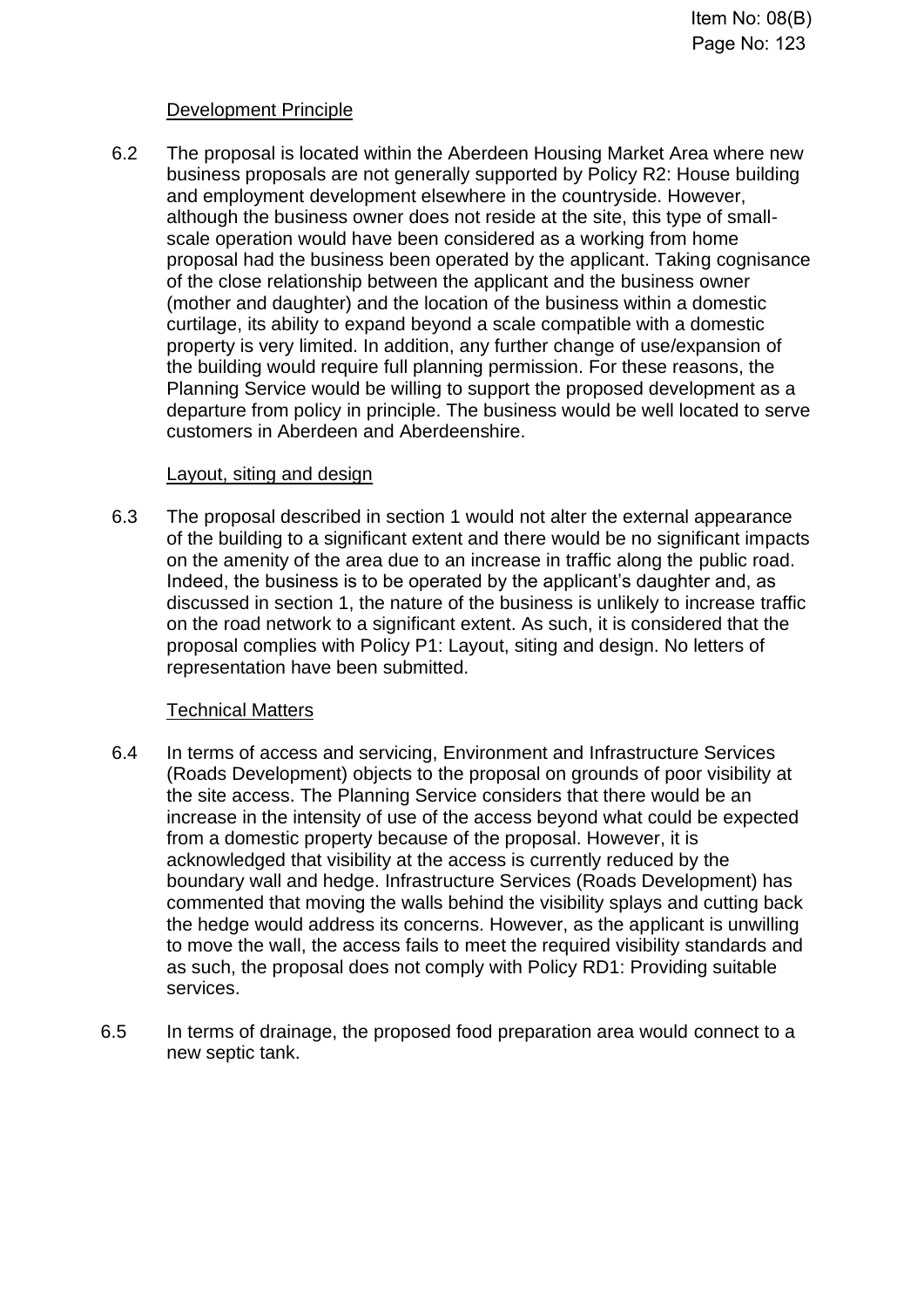Development Principle

6.2 The proposal is located within the Aberdeen Housing Market Area where new business proposals are not generally supported by Policy R2: House building and employment development elsewhere in the countryside. However, although the business owner does not reside at the site, this type of small-scale operation would have been considered as a working from home proposal had the business been operated by the applicant. Taking cognisance of the close relationship between the applicant and the business owner (mother and daughter) and the location of the business within a domestic curtilage, its ability to expand beyond a scale compatible with a domestic property is very limited. In addition, any further change of use/expansion of the building would require full planning permission. For these reasons, the Planning Service would be willing to support the proposed development as a departure from policy in principle. The business would be well located to serve customers in Aberdeen and Aberdeenshire.

Layout, siting and design

6.3 The proposal described in section 1 would not alter the external appearance of the building to a significant extent and there would be no significant impacts on the amenity of the area due to an increase in traffic along the public road. Indeed, the business is to be operated by the applicant's daughter and, as discussed in section 1, the nature of the business is unlikely to increase traffic on the road network to a significant extent. As such, it is considered that the proposal complies with Policy P1: Layout, siting and design. No letters of representation have been submitted.

Technical Matters

6.4 In terms of access and servicing, Environment and Infrastructure Services (Roads Development) objects to the proposal on grounds of poor visibility at the site access. The Planning Service considers that there would be an increase in the intensity of use of the access beyond what could be expected from a domestic property because of the proposal. However, it is acknowledged that visibility at the access is currently reduced by the boundary wall and hedge. Infrastructure Services (Roads Development) has commented that moving the walls behind the visibility splays and cutting back the hedge would address its concerns. However, as the applicant is unwilling to move the wall, the access fails to meet the required visibility standards and as such, the proposal does not comply with Policy RD1: Providing suitable services.

6.5 In terms of drainage, the proposed food preparation area would connect to a new septic tank.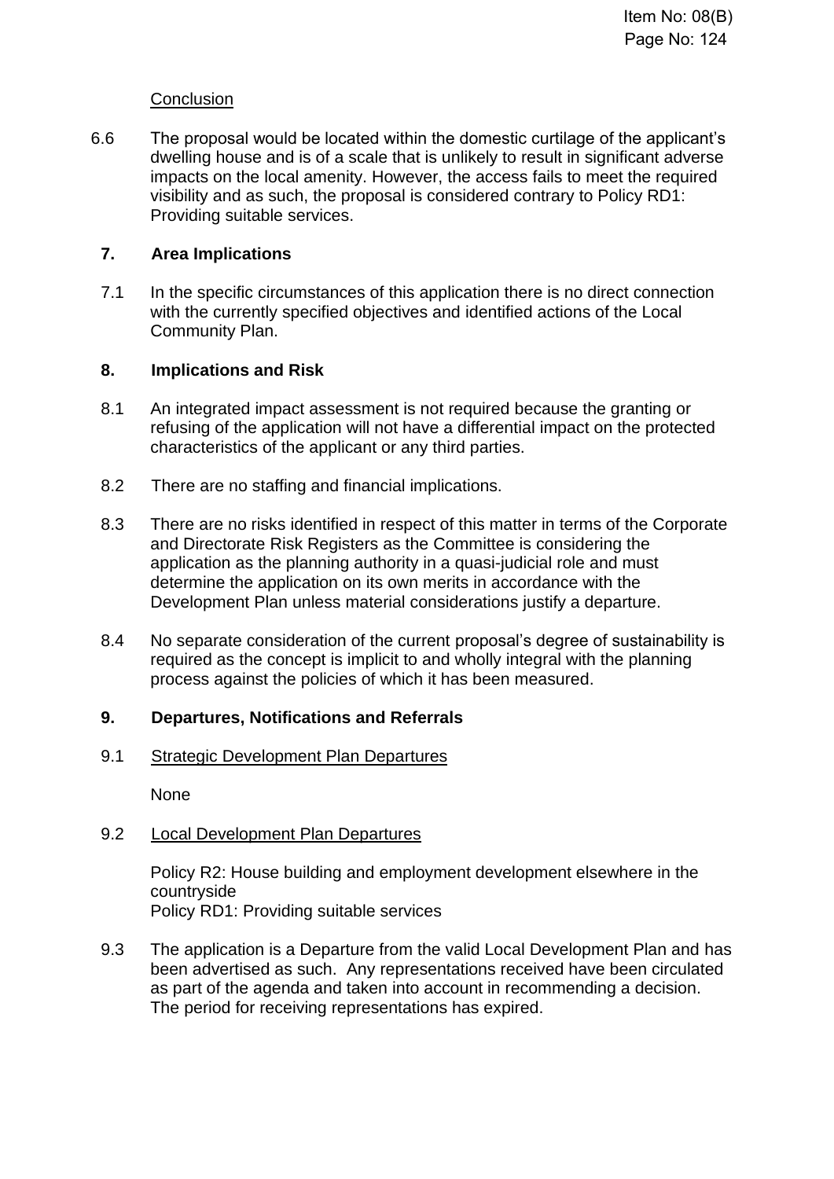Conclusion

6.6 The proposal would be located within the domestic curtilage of the applicant's dwelling house and is of a scale that is unlikely to result in significant adverse impacts on the local amenity. However, the access fails to meet the required visibility and as such, the proposal is considered contrary to Policy RD1: Providing suitable services.

## 7. Area Implications

7.1 In the specific circumstances of this application there is no direct connection with the currently specified objectives and identified actions of the Local Community Plan.

## 8. Implications and Risk

8.1 An integrated impact assessment is not required because the granting or refusing of the application will not have a differential impact on the protected characteristics of the applicant or any third parties.

8.2 There are no staffing and financial implications.

8.3 There are no risks identified in respect of this matter in terms of the Corporate and Directorate Risk Registers as the Committee is considering the application as the planning authority in a quasi-judicial role and must determine the application on its own merits in accordance with the Development Plan unless material considerations justify a departure.

8.4 No separate consideration of the current proposal's degree of sustainability is required as the concept is implicit to and wholly integral with the planning process against the policies of which it has been measured.

## 9. Departures, Notifications and Referrals

9.1 Strategic Development Plan Departures

None

9.2 Local Development Plan Departures

Policy R2: House building and employment development elsewhere in the countryside
Policy RD1: Providing suitable services

9.3 The application is a Departure from the valid Local Development Plan and has been advertised as such. Any representations received have been circulated as part of the agenda and taken into account in recommending a decision. The period for receiving representations has expired.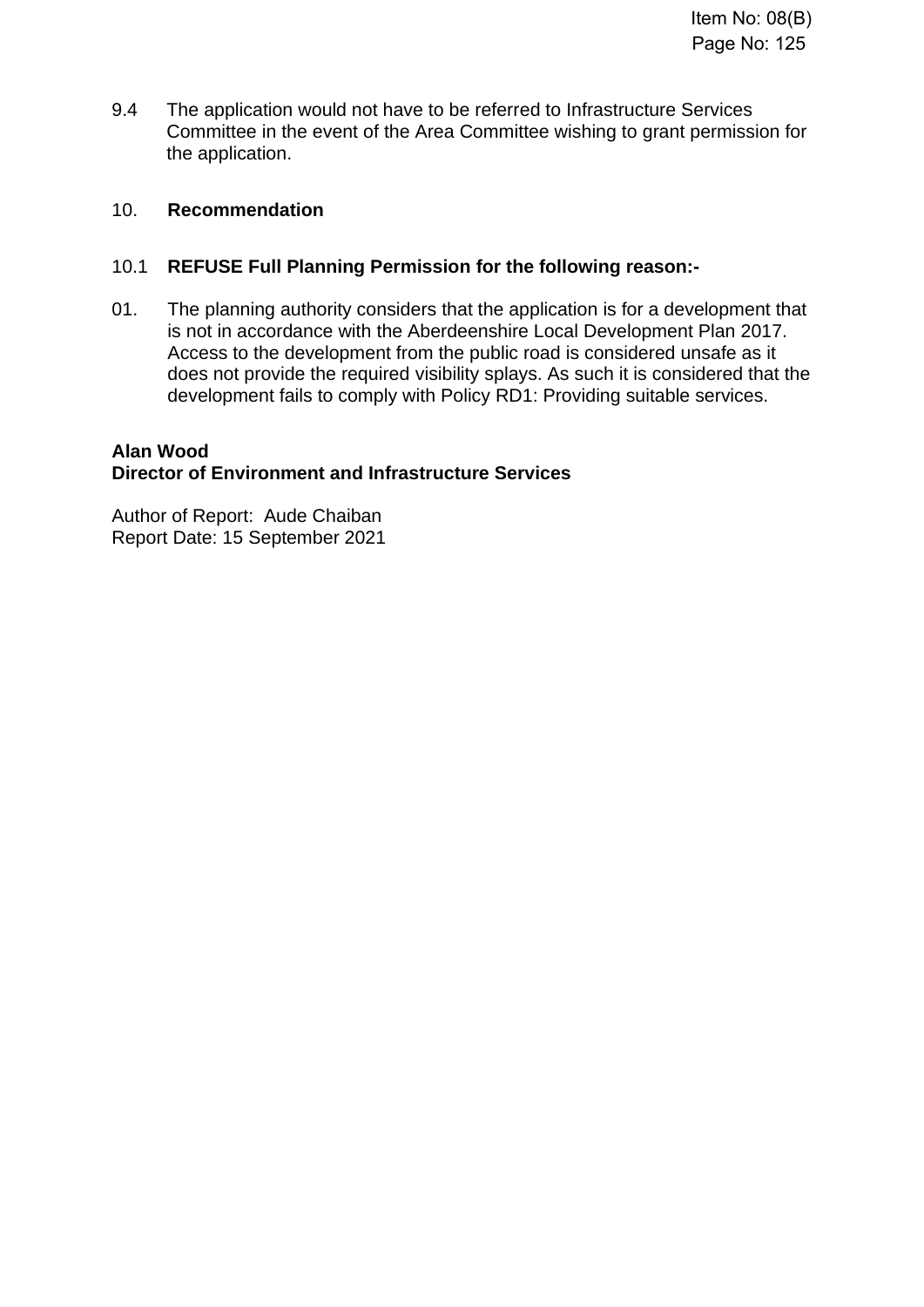9.4 The application would not have to be referred to Infrastructure Services Committee in the event of the Area Committee wishing to grant permission for the application.

## 10. Recommendation

10.1 **REFUSE Full Planning Permission for the following reason:-**

01. The planning authority considers that the application is for a development that is not in accordance with the Aberdeenshire Local Development Plan 2017. Access to the development from the public road is considered unsafe as it does not provide the required visibility splays. As such it is considered that the development fails to comply with Policy RD1: Providing suitable services.

**Alan Wood**
**Director of Environment and Infrastructure Services**

Author of Report: Aude Chaiban
Report Date: 15 September 2021